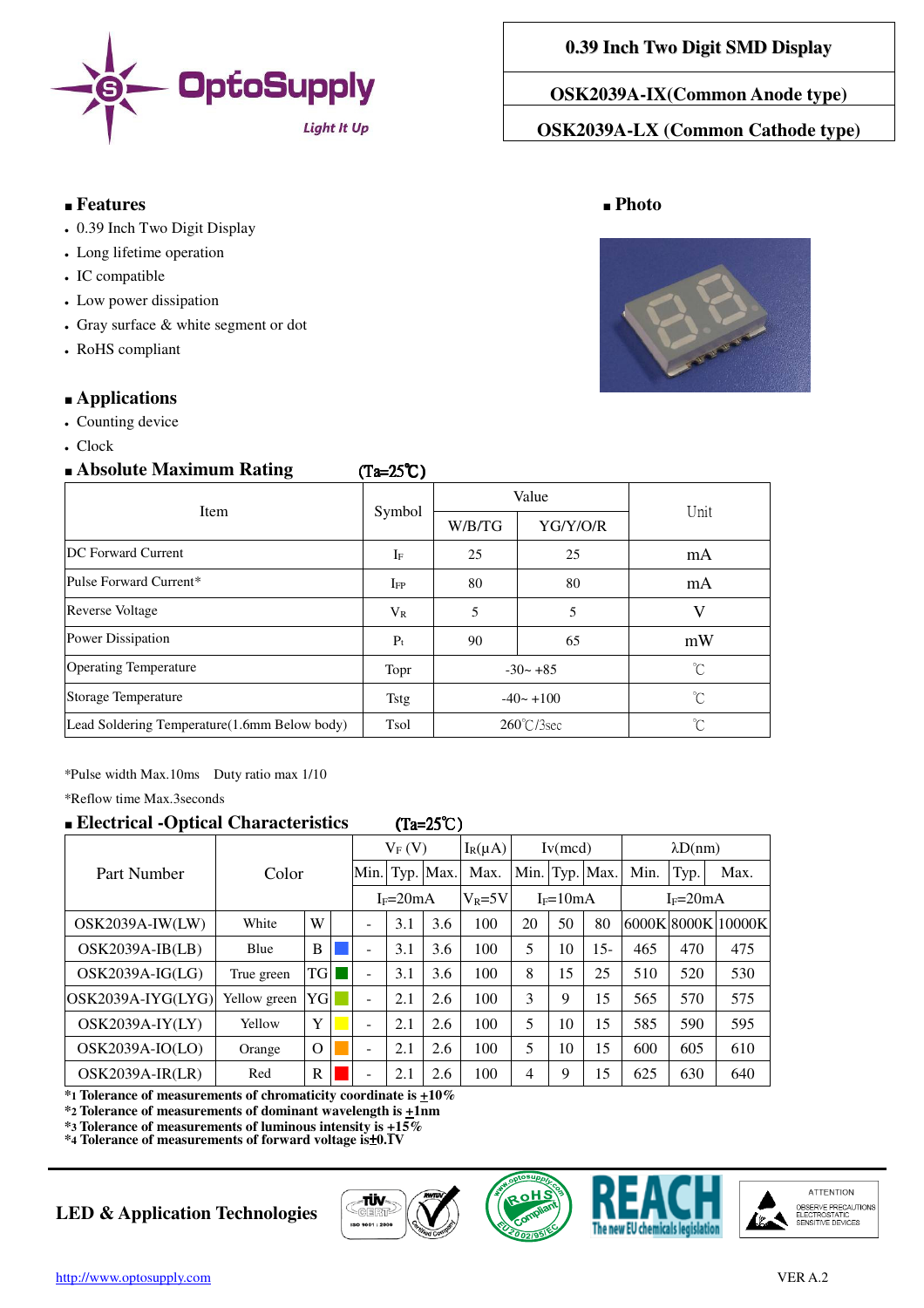# 0.39 Inch Two Digit SMD Display

## OSK2039A-IX(Common Anode type)

## OSK2039A-LX (Common Cathode type)

### Features

- 0.39 Inch Two Digit Display
- Long lifetime operation
- IC compatible
- Low power dissipation
- Gray surface & white segment or dot
- RoHS compliant

### Photo

### Applications

- Counting device
- Clock

### Absolute Maximum Rating (Ta=25℃)

| Item | Symbol | Value | | Unit |
|---|---|---|---|---|
| | | W/B/TG | YG/Y/O/R | |
| DC Forward Current | $I_F$ | 25 | 25 | mA |
| Pulse Forward Current* | $I_{FP}$ | 80 | 80 | mA |
| Reverse Voltage | $V_R$ | 5 | 5 | V |
| Power Dissipation | $P_t$ | 90 | 65 | mW |
| Operating Temperature | Topr | -30~ +85 | | ℃ |
| Storage Temperature | Tstg | -40~ +100 | | ℃ |
| Lead Soldering Temperature(1.6mm Below body) | Tsol | 260℃/3sec | | ℃ |

*Pulse width Max.10ms Duty ratio max 1/10

*Reflow time Max.3seconds

### Electrical -Optical Characteristics (Ta=25℃)

| Part Number | Color | | | $V_F$ (V) | | | $I_R$(μA) | Iv(mcd) | | | λD(nm) | | |
|---|---|---|---|---|---|---|---|---|---|---|---|---|---|
| | | | | Min. | Typ. | Max. | Max. | Min. | Typ. | Max. | Min. | Typ. | Max. |
| | | | | $I_F$=20mA | | | $V_R$=5V | $I_F$=10mA | | | $I_F$=20mA | | |
| OSK2039A-IW(LW) | White | W | | - | 3.1 | 3.6 | 100 | 20 | 50 | 80 | 6000K | 8000K | 10000K |
| OSK2039A-IB(LB) | Blue | B | | - | 3.1 | 3.6 | 100 | 5 | 10 | 15- | 465 | 470 | 475 |
| OSK2039A-IG(LG) | True green | TG | | - | 3.1 | 3.6 | 100 | 8 | 15 | 25 | 510 | 520 | 530 |
| OSK2039A-IYG(LYG) | Yellow green | YG | | - | 2.1 | 2.6 | 100 | 3 | 9 | 15 | 565 | 570 | 575 |
| OSK2039A-IY(LY) | Yellow | Y | | - | 2.1 | 2.6 | 100 | 5 | 10 | 15 | 585 | 590 | 595 |
| OSK2039A-IO(LO) | Orange | O | | - | 2.1 | 2.6 | 100 | 5 | 10 | 15 | 600 | 605 | 610 |
| OSK2039A-IR(LR) | Red | R | | - | 2.1 | 2.6 | 100 | 4 | 9 | 15 | 625 | 630 | 640 |

**\*1 Tolerance of measurements of chromaticity coordinate is ±10%**
**\*2 Tolerance of measurements of dominant wavelength is ±1nm**
**\*3 Tolerance of measurements of luminous intensity is ±15%**
**\*4 Tolerance of measurements of forward voltage is±0.TV**

**LED & Application Technologies**

http://www.optosupply.com

VER A.2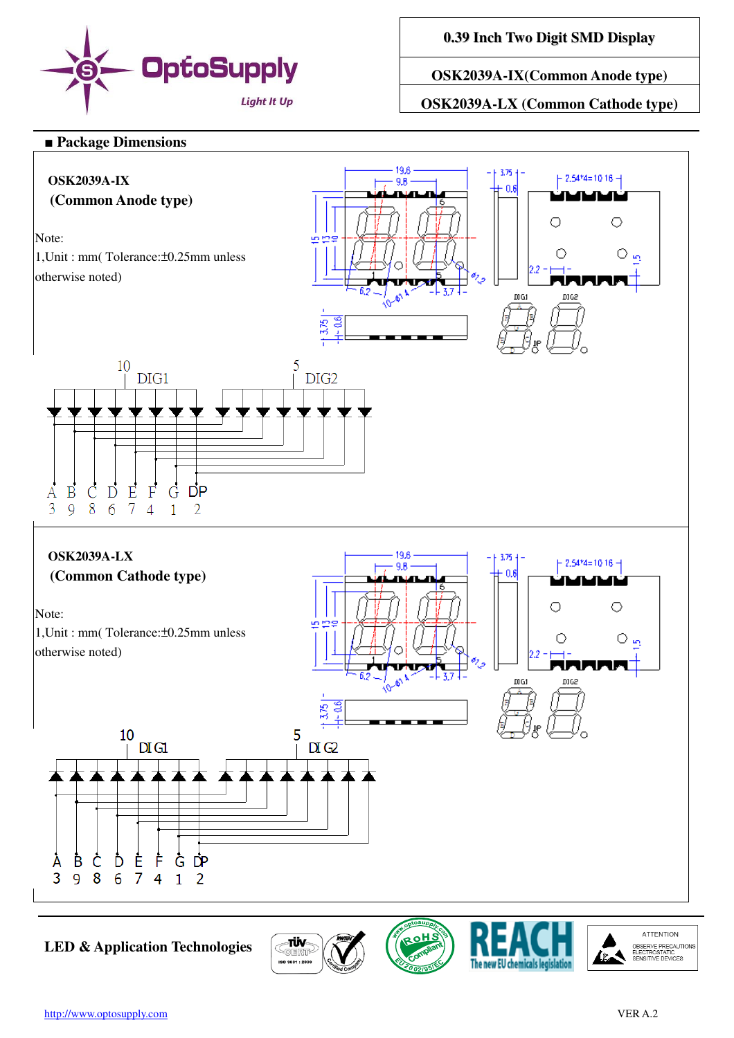# 0.39 Inch Two Digit SMD Display

**OSK2039A-IX(Common Anode type)**

**OSK2039A-LX (Common Cathode type)**

## ■ Package Dimensions

**OSK2039A-IX**
**(Common Anode type)**

Note:
1,Unit : mm( Tolerance:±0.25mm unless otherwise noted)

| Segment | A | B | C | D | E | F | G | DP |
|---|---|---|---|---|---|---|---|---|
| Pin | 3 | 9 | 8 | 6 | 7 | 4 | 1 | 2 |

DIG1: 10, DIG2: 5

**OSK2039A-LX**
**(Common Cathode type)**

Note:
1,Unit : mm( Tolerance:±0.25mm unless otherwise noted)

| Segment | A | B | C | D | E | F | G | DP |
|---|---|---|---|---|---|---|---|---|
| Pin | 3 | 9 | 8 | 6 | 7 | 4 | 1 | 2 |

DIG1: 10, DIG2: 5

**LED & Application Technologies**

http://www.optosupply.com

VER A.2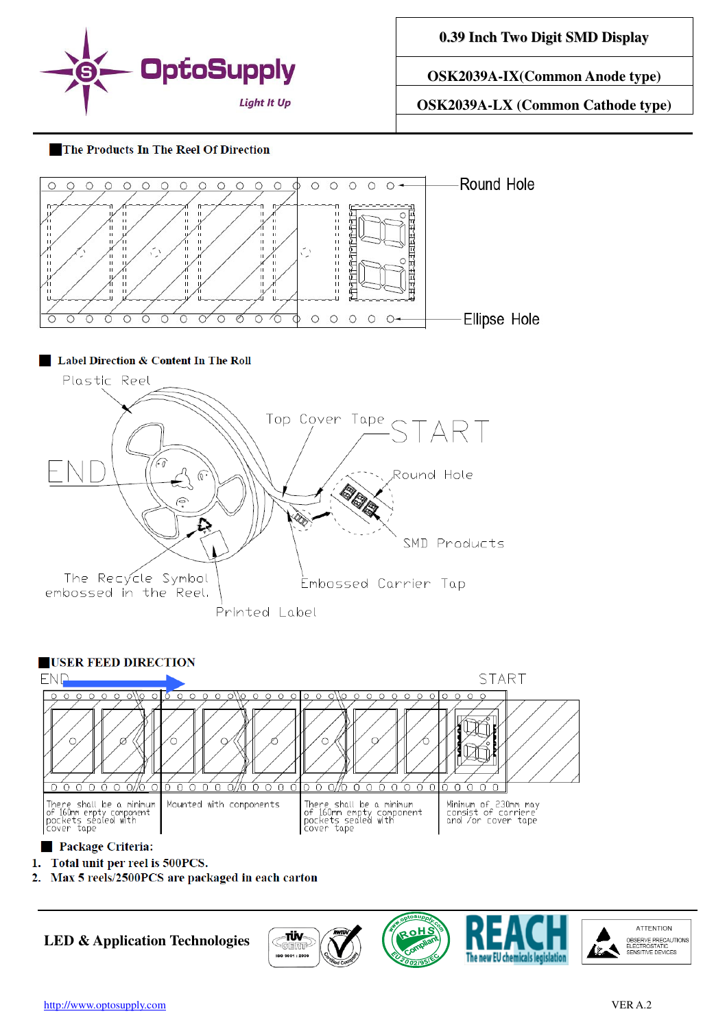| 0.39 Inch Two Digit SMD Display |
|---|
| OSK2039A-IX(Common Anode type) |
| OSK2039A-LX (Common Cathode type) |

## The Products In The Reel Of Direction

Round Hole

Ellipse Hole

## Label Direction & Content In The Roll

Plastic Reel

Top Cover Tape

START

END

Round Hole

SMD Products

The Recycle Symbol embossed in the Reel.

Embossed Carrier Tap

Printed Label

## USER FEED DIRECTION

END

START

There shall be a minimum of 160mm empty component pockets sealed with cover tape

Mounted with components

There shall be a minimum of 160mm empty component pockets sealed with cover tape

Minimum of 230mm may consist of carriere and /or cover tape

## Package Criteria:

1. Total unit per reel is 500PCS.
2. Max 5 reels/2500PCS are packaged in each carton

**LED & Application Technologies**

http://www.optosupply.com

VER A.2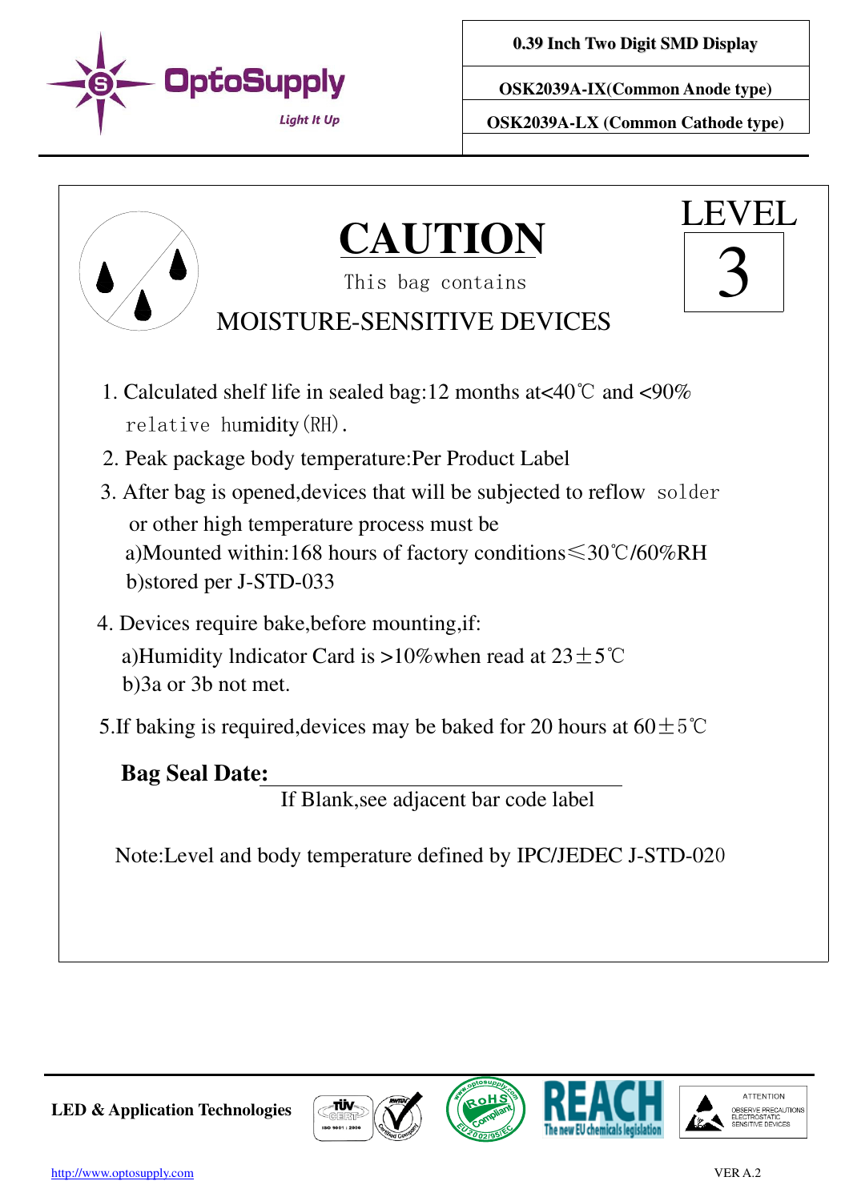# CAUTION

This bag contains

MOISTURE-SENSITIVE DEVICES

LEVEL

3

1. Calculated shelf life in sealed bag:12 months at<40℃ and <90% relative humidity(RH).
2. Peak package body temperature:Per Product Label
3. After bag is opened,devices that will be subjected to reflow solder or other high temperature process must be
   a)Mounted within:168 hours of factory conditions≤30℃/60%RH
   b)stored per J-STD-033
4. Devices require bake,before mounting,if:
   a)Humidity Indicator Card is >10%when read at 23±5℃
   b)3a or 3b not met.
5. If baking is required,devices may be baked for 20 hours at 60±5℃

**Bag Seal Date:** ____________________

If Blank,see adjacent bar code label

Note:Level and body temperature defined by IPC/JEDEC J-STD-020